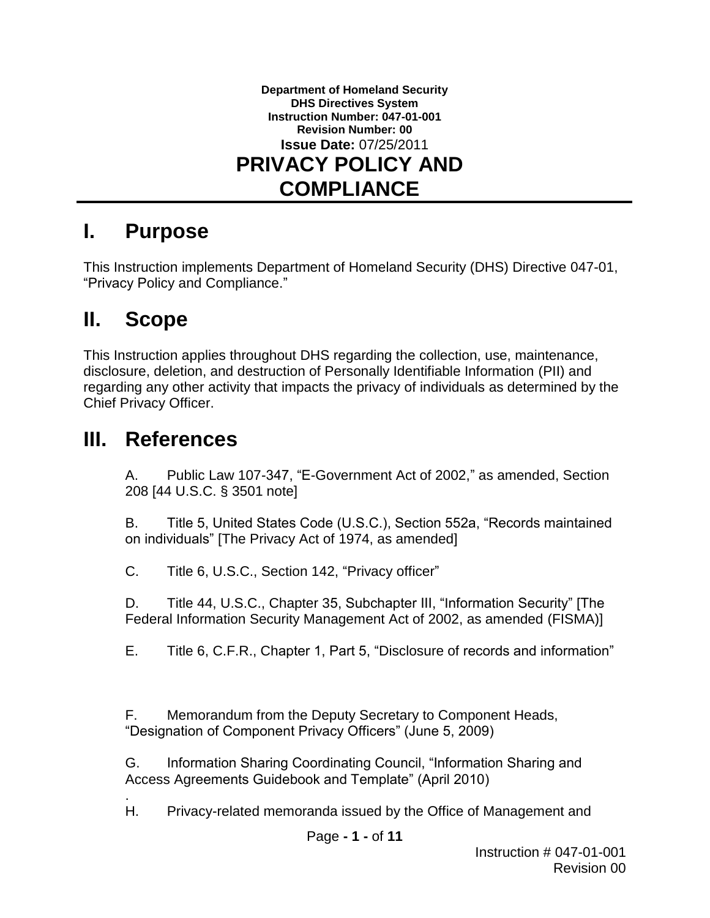**Department of Homeland Security**
**DHS Directives System**
**Instruction Number: 047-01-001**
**Revision Number: 00**
**Issue Date:** 07/25/2011

# PRIVACY POLICY AND COMPLIANCE

## I. Purpose

This Instruction implements Department of Homeland Security (DHS) Directive 047-01, "Privacy Policy and Compliance."

## II. Scope

This Instruction applies throughout DHS regarding the collection, use, maintenance, disclosure, deletion, and destruction of Personally Identifiable Information (PII) and regarding any other activity that impacts the privacy of individuals as determined by the Chief Privacy Officer.

## III. References

A. Public Law 107-347, "E-Government Act of 2002," as amended, Section 208 [44 U.S.C. § 3501 note]

B. Title 5, United States Code (U.S.C.), Section 552a, "Records maintained on individuals" [The Privacy Act of 1974, as amended]

C. Title 6, U.S.C., Section 142, "Privacy officer"

D. Title 44, U.S.C., Chapter 35, Subchapter III, "Information Security" [The Federal Information Security Management Act of 2002, as amended (FISMA)]

E. Title 6, C.F.R., Chapter 1, Part 5, "Disclosure of records and information"

F. Memorandum from the Deputy Secretary to Component Heads, "Designation of Component Privacy Officers" (June 5, 2009)

G. Information Sharing Coordinating Council, "Information Sharing and Access Agreements Guidebook and Template" (April 2010)

.

H. Privacy-related memoranda issued by the Office of Management and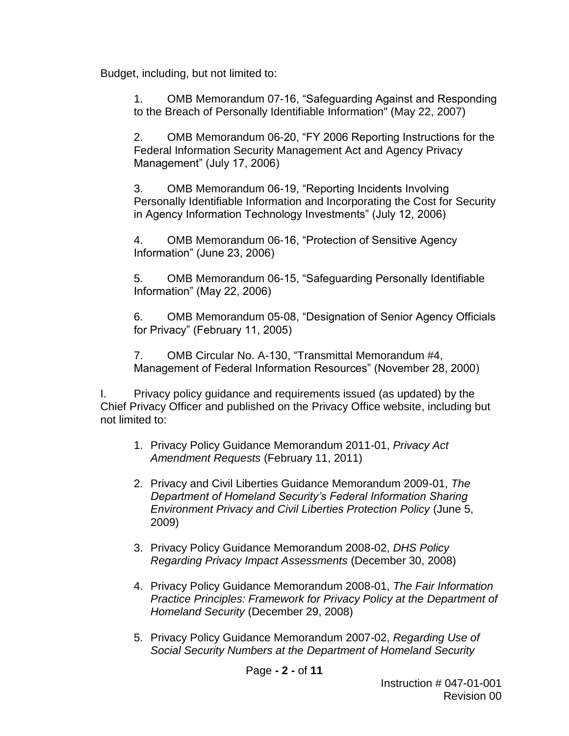Budget, including, but not limited to:

1. OMB Memorandum 07-16, “Safeguarding Against and Responding to the Breach of Personally Identifiable Information" (May 22, 2007)

2. OMB Memorandum 06-20, “FY 2006 Reporting Instructions for the Federal Information Security Management Act and Agency Privacy Management” (July 17, 2006)

3. OMB Memorandum 06-19, “Reporting Incidents Involving Personally Identifiable Information and Incorporating the Cost for Security in Agency Information Technology Investments” (July 12, 2006)

4. OMB Memorandum 06-16, “Protection of Sensitive Agency Information” (June 23, 2006)

5. OMB Memorandum 06-15, “Safeguarding Personally Identifiable Information” (May 22, 2006)

6. OMB Memorandum 05-08, “Designation of Senior Agency Officials for Privacy” (February 11, 2005)

7. OMB Circular No. A-130, “Transmittal Memorandum #4, Management of Federal Information Resources” (November 28, 2000)

I. Privacy policy guidance and requirements issued (as updated) by the Chief Privacy Officer and published on the Privacy Office website, including but not limited to:

1. Privacy Policy Guidance Memorandum 2011-01, *Privacy Act Amendment Requests* (February 11, 2011)

2. Privacy and Civil Liberties Guidance Memorandum 2009-01, *The Department of Homeland Security’s Federal Information Sharing Environment Privacy and Civil Liberties Protection Policy* (June 5, 2009)

3. Privacy Policy Guidance Memorandum 2008-02, *DHS Policy Regarding Privacy Impact Assessments* (December 30, 2008)

4. Privacy Policy Guidance Memorandum 2008-01, *The Fair Information Practice Principles: Framework for Privacy Policy at the Department of Homeland Security* (December 29, 2008)

5. Privacy Policy Guidance Memorandum 2007-02, *Regarding Use of Social Security Numbers at the Department of Homeland Security*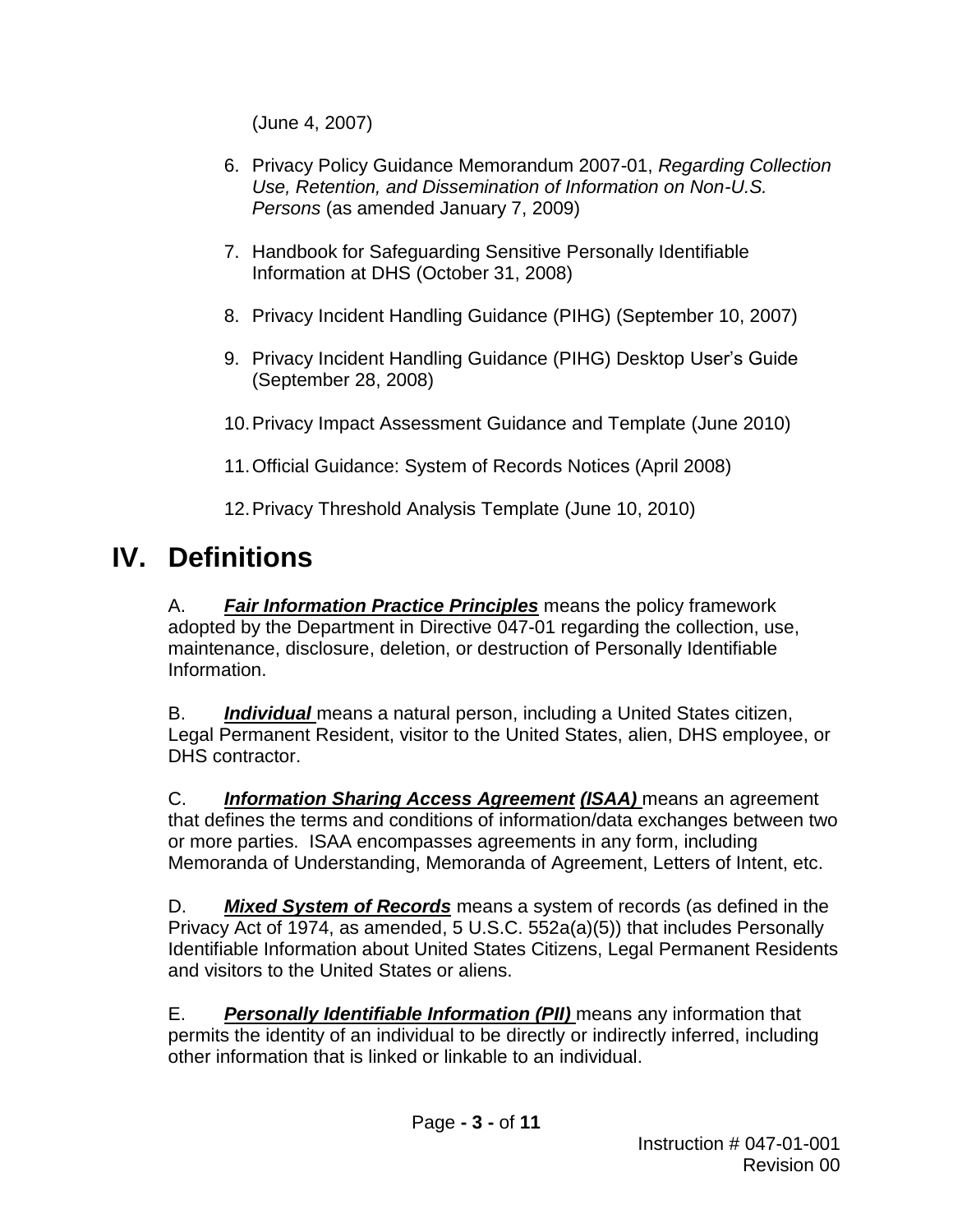(June 4, 2007)

6. Privacy Policy Guidance Memorandum 2007-01, *Regarding Collection Use, Retention, and Dissemination of Information on Non-U.S. Persons* (as amended January 7, 2009)

7. Handbook for Safeguarding Sensitive Personally Identifiable Information at DHS (October 31, 2008)

8. Privacy Incident Handling Guidance (PIHG) (September 10, 2007)

9. Privacy Incident Handling Guidance (PIHG) Desktop User's Guide (September 28, 2008)

10. Privacy Impact Assessment Guidance and Template (June 2010)

11. Official Guidance: System of Records Notices (April 2008)

12. Privacy Threshold Analysis Template (June 10, 2010)

# IV. Definitions

A. ***Fair Information Practice Principles*** means the policy framework adopted by the Department in Directive 047-01 regarding the collection, use, maintenance, disclosure, deletion, or destruction of Personally Identifiable Information.

B. ***Individual*** means a natural person, including a United States citizen, Legal Permanent Resident, visitor to the United States, alien, DHS employee, or DHS contractor.

C. ***Information Sharing Access Agreement (ISAA)*** means an agreement that defines the terms and conditions of information/data exchanges between two or more parties. ISAA encompasses agreements in any form, including Memoranda of Understanding, Memoranda of Agreement, Letters of Intent, etc.

D. ***Mixed System of Records*** means a system of records (as defined in the Privacy Act of 1974, as amended, 5 U.S.C. 552a(a)(5)) that includes Personally Identifiable Information about United States Citizens, Legal Permanent Residents and visitors to the United States or aliens.

E. ***Personally Identifiable Information (PII)*** means any information that permits the identity of an individual to be directly or indirectly inferred, including other information that is linked or linkable to an individual.

Instruction # 047-01-001
Revision 00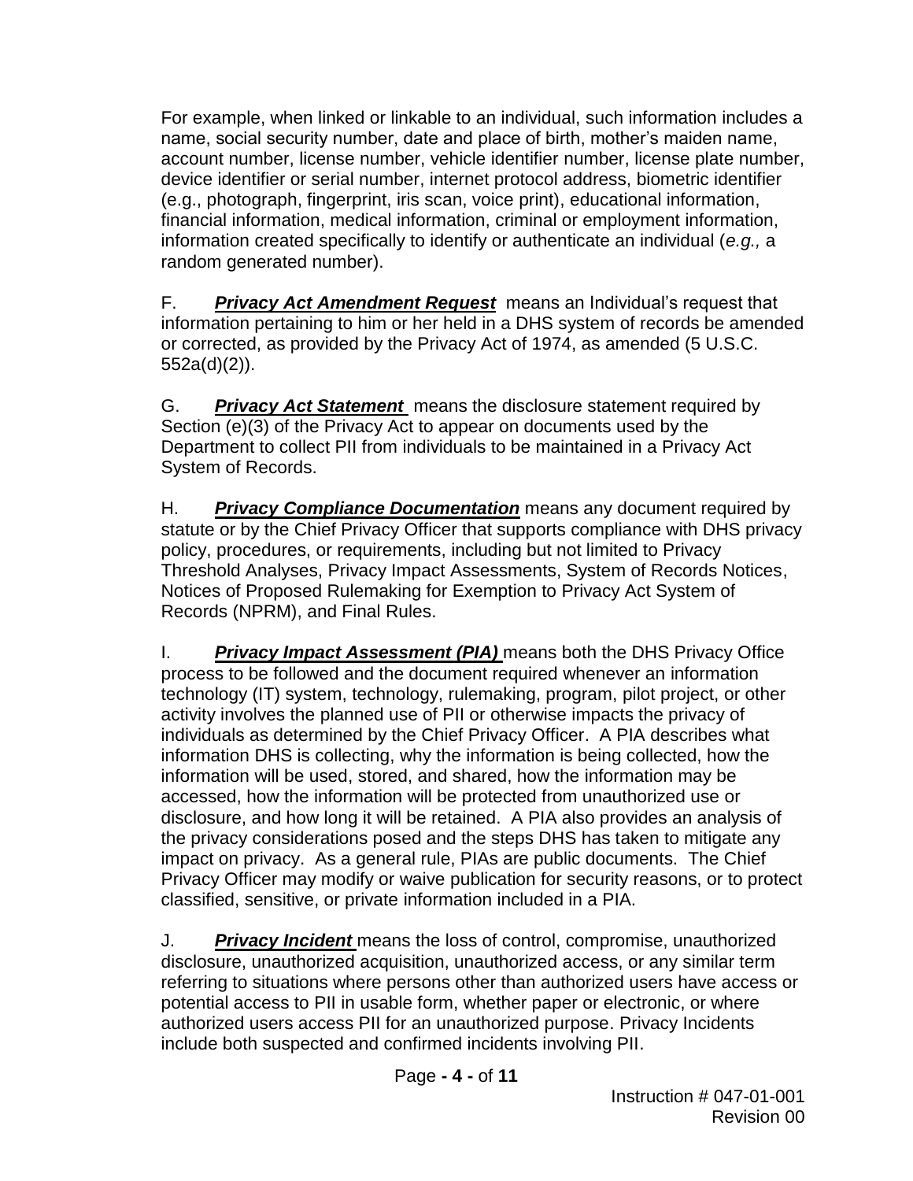For example, when linked or linkable to an individual, such information includes a name, social security number, date and place of birth, mother's maiden name, account number, license number, vehicle identifier number, license plate number, device identifier or serial number, internet protocol address, biometric identifier (e.g., photograph, fingerprint, iris scan, voice print), educational information, financial information, medical information, criminal or employment information, information created specifically to identify or authenticate an individual (*e.g.,* a random generated number).

F. ***Privacy Act Amendment Request*** means an Individual's request that information pertaining to him or her held in a DHS system of records be amended or corrected, as provided by the Privacy Act of 1974, as amended (5 U.S.C. 552a(d)(2)).

G. ***Privacy Act Statement*** means the disclosure statement required by Section (e)(3) of the Privacy Act to appear on documents used by the Department to collect PII from individuals to be maintained in a Privacy Act System of Records.

H. ***Privacy Compliance Documentation*** means any document required by statute or by the Chief Privacy Officer that supports compliance with DHS privacy policy, procedures, or requirements, including but not limited to Privacy Threshold Analyses, Privacy Impact Assessments, System of Records Notices, Notices of Proposed Rulemaking for Exemption to Privacy Act System of Records (NPRM), and Final Rules.

I. ***Privacy Impact Assessment (PIA)*** means both the DHS Privacy Office process to be followed and the document required whenever an information technology (IT) system, technology, rulemaking, program, pilot project, or other activity involves the planned use of PII or otherwise impacts the privacy of individuals as determined by the Chief Privacy Officer. A PIA describes what information DHS is collecting, why the information is being collected, how the information will be used, stored, and shared, how the information may be accessed, how the information will be protected from unauthorized use or disclosure, and how long it will be retained. A PIA also provides an analysis of the privacy considerations posed and the steps DHS has taken to mitigate any impact on privacy. As a general rule, PIAs are public documents. The Chief Privacy Officer may modify or waive publication for security reasons, or to protect classified, sensitive, or private information included in a PIA.

J. ***Privacy Incident*** means the loss of control, compromise, unauthorized disclosure, unauthorized acquisition, unauthorized access, or any similar term referring to situations where persons other than authorized users have access or potential access to PII in usable form, whether paper or electronic, or where authorized users access PII for an unauthorized purpose. Privacy Incidents include both suspected and confirmed incidents involving PII.

Instruction # 047-01-001
Revision 00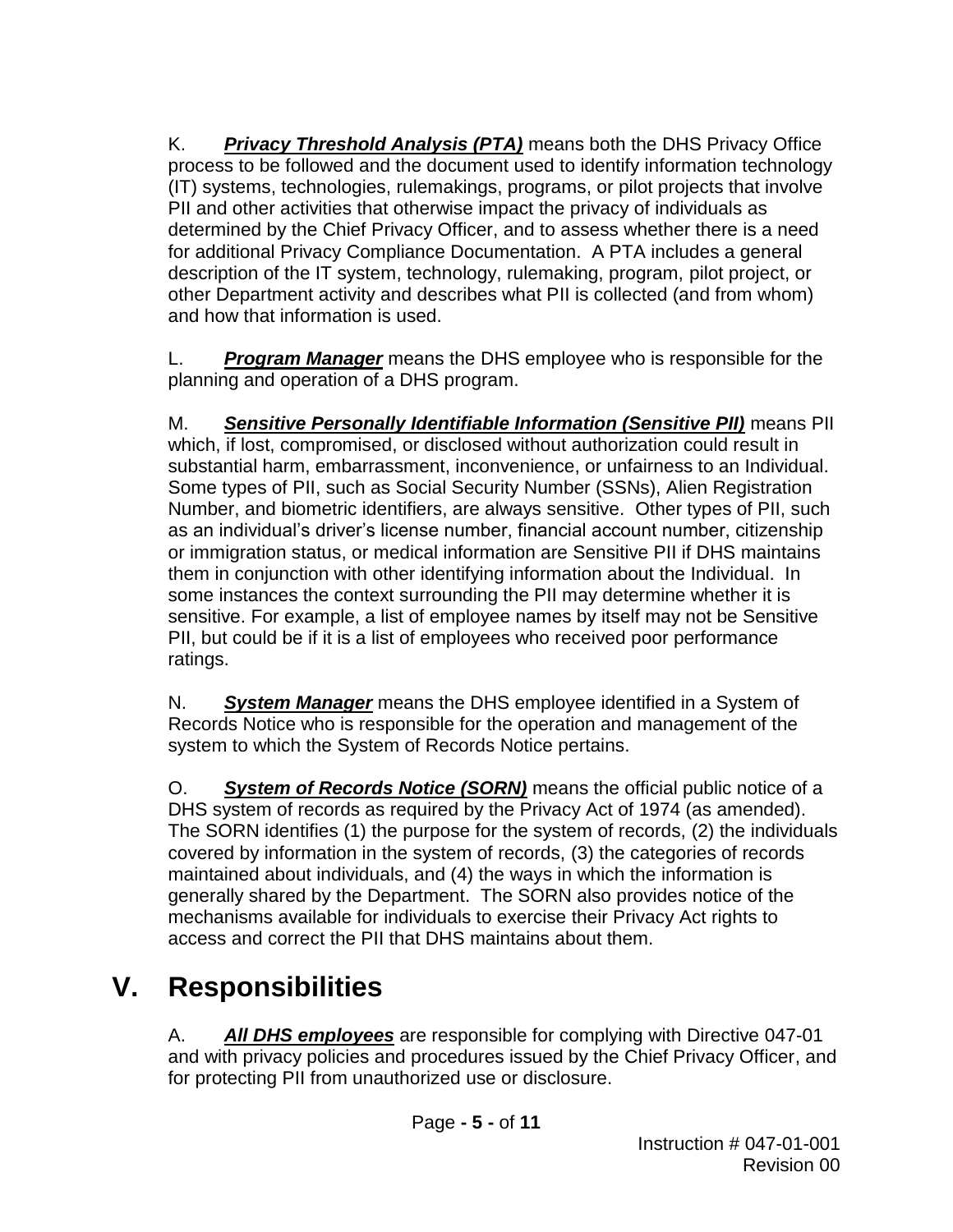K. ***Privacy Threshold Analysis (PTA)*** means both the DHS Privacy Office process to be followed and the document used to identify information technology (IT) systems, technologies, rulemakings, programs, or pilot projects that involve PII and other activities that otherwise impact the privacy of individuals as determined by the Chief Privacy Officer, and to assess whether there is a need for additional Privacy Compliance Documentation. A PTA includes a general description of the IT system, technology, rulemaking, program, pilot project, or other Department activity and describes what PII is collected (and from whom) and how that information is used.

L. ***Program Manager*** means the DHS employee who is responsible for the planning and operation of a DHS program.

M. ***Sensitive Personally Identifiable Information (Sensitive PII)*** means PII which, if lost, compromised, or disclosed without authorization could result in substantial harm, embarrassment, inconvenience, or unfairness to an Individual. Some types of PII, such as Social Security Number (SSNs), Alien Registration Number, and biometric identifiers, are always sensitive. Other types of PII, such as an individual's driver's license number, financial account number, citizenship or immigration status, or medical information are Sensitive PII if DHS maintains them in conjunction with other identifying information about the Individual. In some instances the context surrounding the PII may determine whether it is sensitive. For example, a list of employee names by itself may not be Sensitive PII, but could be if it is a list of employees who received poor performance ratings.

N. ***System Manager*** means the DHS employee identified in a System of Records Notice who is responsible for the operation and management of the system to which the System of Records Notice pertains.

O. ***System of Records Notice (SORN)*** means the official public notice of a DHS system of records as required by the Privacy Act of 1974 (as amended). The SORN identifies (1) the purpose for the system of records, (2) the individuals covered by information in the system of records, (3) the categories of records maintained about individuals, and (4) the ways in which the information is generally shared by the Department. The SORN also provides notice of the mechanisms available for individuals to exercise their Privacy Act rights to access and correct the PII that DHS maintains about them.

# V. Responsibilities

A. ***All DHS employees*** are responsible for complying with Directive 047-01 and with privacy policies and procedures issued by the Chief Privacy Officer, and for protecting PII from unauthorized use or disclosure.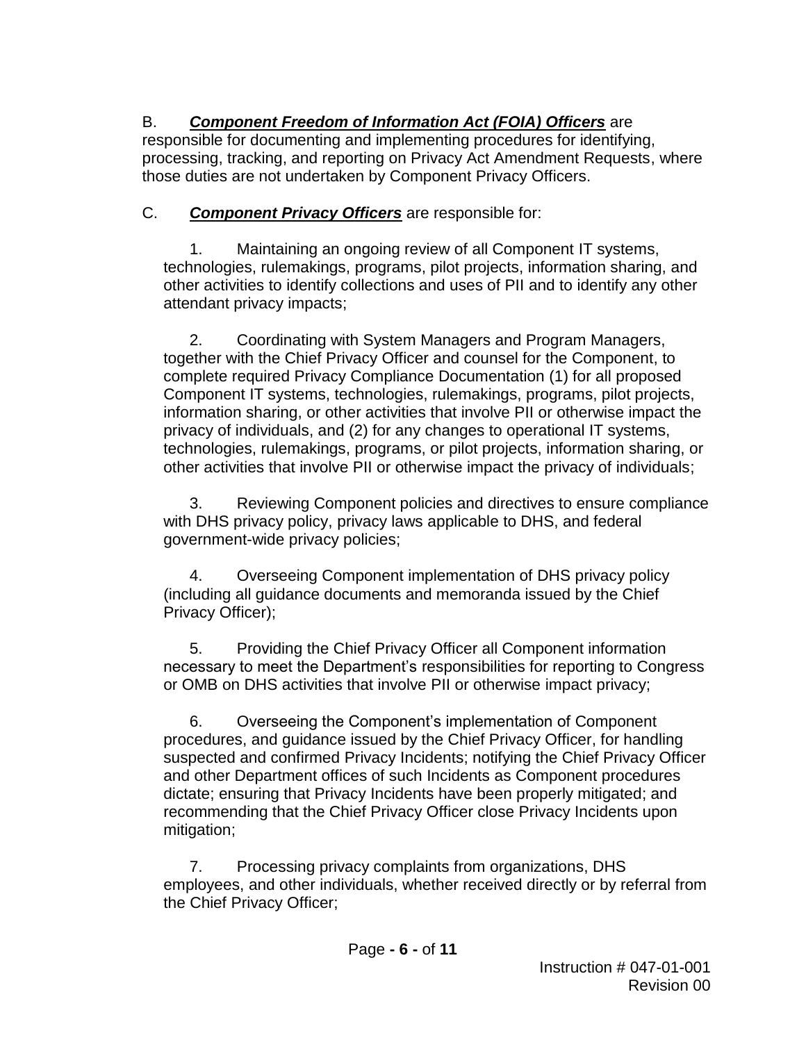B. ***Component Freedom of Information Act (FOIA) Officers*** are responsible for documenting and implementing procedures for identifying, processing, tracking, and reporting on Privacy Act Amendment Requests, where those duties are not undertaken by Component Privacy Officers.

C. ***Component Privacy Officers*** are responsible for:

1. Maintaining an ongoing review of all Component IT systems, technologies, rulemakings, programs, pilot projects, information sharing, and other activities to identify collections and uses of PII and to identify any other attendant privacy impacts;

2. Coordinating with System Managers and Program Managers, together with the Chief Privacy Officer and counsel for the Component, to complete required Privacy Compliance Documentation (1) for all proposed Component IT systems, technologies, rulemakings, programs, pilot projects, information sharing, or other activities that involve PII or otherwise impact the privacy of individuals, and (2) for any changes to operational IT systems, technologies, rulemakings, programs, or pilot projects, information sharing, or other activities that involve PII or otherwise impact the privacy of individuals;

3. Reviewing Component policies and directives to ensure compliance with DHS privacy policy, privacy laws applicable to DHS, and federal government-wide privacy policies;

4. Overseeing Component implementation of DHS privacy policy (including all guidance documents and memoranda issued by the Chief Privacy Officer);

5. Providing the Chief Privacy Officer all Component information necessary to meet the Department's responsibilities for reporting to Congress or OMB on DHS activities that involve PII or otherwise impact privacy;

6. Overseeing the Component's implementation of Component procedures, and guidance issued by the Chief Privacy Officer, for handling suspected and confirmed Privacy Incidents; notifying the Chief Privacy Officer and other Department offices of such Incidents as Component procedures dictate; ensuring that Privacy Incidents have been properly mitigated; and recommending that the Chief Privacy Officer close Privacy Incidents upon mitigation;

7. Processing privacy complaints from organizations, DHS employees, and other individuals, whether received directly or by referral from the Chief Privacy Officer;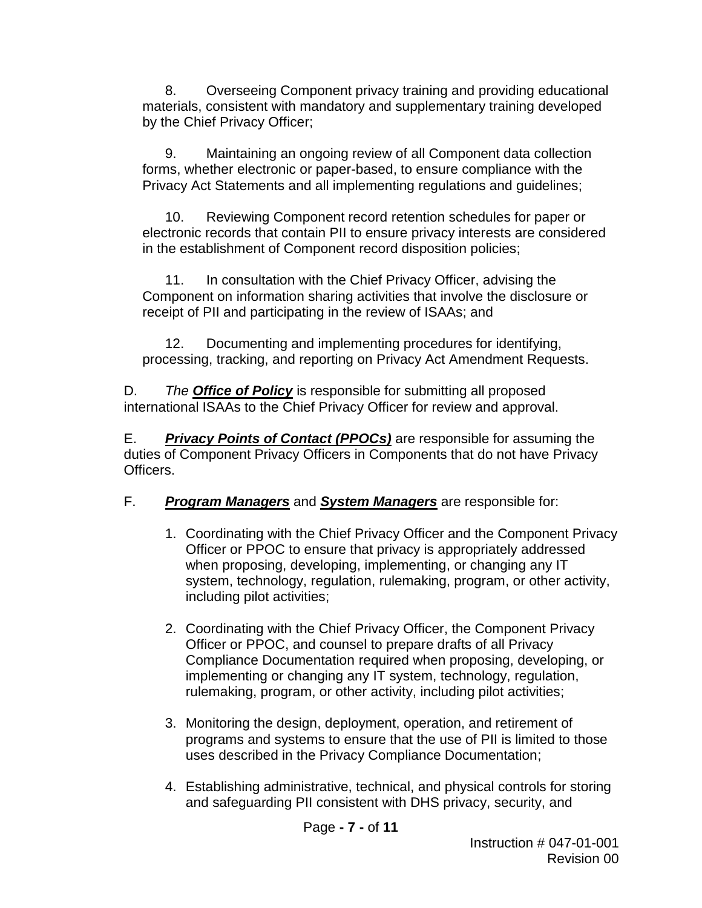8. Overseeing Component privacy training and providing educational materials, consistent with mandatory and supplementary training developed by the Chief Privacy Officer;

9. Maintaining an ongoing review of all Component data collection forms, whether electronic or paper-based, to ensure compliance with the Privacy Act Statements and all implementing regulations and guidelines;

10. Reviewing Component record retention schedules for paper or electronic records that contain PII to ensure privacy interests are considered in the establishment of Component record disposition policies;

11. In consultation with the Chief Privacy Officer, advising the Component on information sharing activities that involve the disclosure or receipt of PII and participating in the review of ISAAs; and

12. Documenting and implementing procedures for identifying, processing, tracking, and reporting on Privacy Act Amendment Requests.

D. *The **Office of Policy*** is responsible for submitting all proposed international ISAAs to the Chief Privacy Officer for review and approval.

E. ***Privacy Points of Contact (PPOCs)*** are responsible for assuming the duties of Component Privacy Officers in Components that do not have Privacy Officers.

F. ***Program Managers*** and ***System Managers*** are responsible for:

1. Coordinating with the Chief Privacy Officer and the Component Privacy Officer or PPOC to ensure that privacy is appropriately addressed when proposing, developing, implementing, or changing any IT system, technology, regulation, rulemaking, program, or other activity, including pilot activities;

2. Coordinating with the Chief Privacy Officer, the Component Privacy Officer or PPOC, and counsel to prepare drafts of all Privacy Compliance Documentation required when proposing, developing, or implementing or changing any IT system, technology, regulation, rulemaking, program, or other activity, including pilot activities;

3. Monitoring the design, deployment, operation, and retirement of programs and systems to ensure that the use of PII is limited to those uses described in the Privacy Compliance Documentation;

4. Establishing administrative, technical, and physical controls for storing and safeguarding PII consistent with DHS privacy, security, and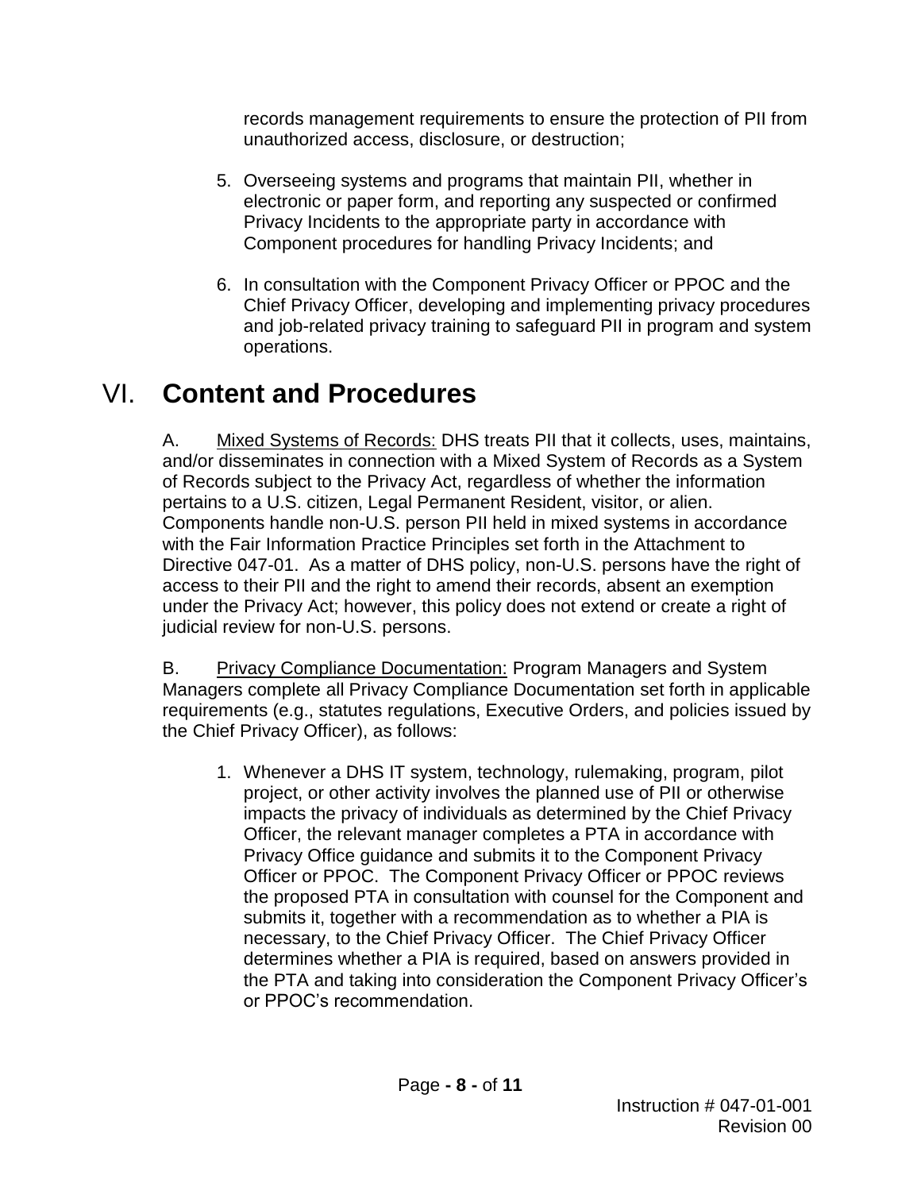records management requirements to ensure the protection of PII from unauthorized access, disclosure, or destruction;

5. Overseeing systems and programs that maintain PII, whether in electronic or paper form, and reporting any suspected or confirmed Privacy Incidents to the appropriate party in accordance with Component procedures for handling Privacy Incidents; and

6. In consultation with the Component Privacy Officer or PPOC and the Chief Privacy Officer, developing and implementing privacy procedures and job-related privacy training to safeguard PII in program and system operations.

# VI. Content and Procedures

A. Mixed Systems of Records: DHS treats PII that it collects, uses, maintains, and/or disseminates in connection with a Mixed System of Records as a System of Records subject to the Privacy Act, regardless of whether the information pertains to a U.S. citizen, Legal Permanent Resident, visitor, or alien. Components handle non-U.S. person PII held in mixed systems in accordance with the Fair Information Practice Principles set forth in the Attachment to Directive 047-01. As a matter of DHS policy, non-U.S. persons have the right of access to their PII and the right to amend their records, absent an exemption under the Privacy Act; however, this policy does not extend or create a right of judicial review for non-U.S. persons.

B. Privacy Compliance Documentation: Program Managers and System Managers complete all Privacy Compliance Documentation set forth in applicable requirements (e.g., statutes regulations, Executive Orders, and policies issued by the Chief Privacy Officer), as follows:

1. Whenever a DHS IT system, technology, rulemaking, program, pilot project, or other activity involves the planned use of PII or otherwise impacts the privacy of individuals as determined by the Chief Privacy Officer, the relevant manager completes a PTA in accordance with Privacy Office guidance and submits it to the Component Privacy Officer or PPOC. The Component Privacy Officer or PPOC reviews the proposed PTA in consultation with counsel for the Component and submits it, together with a recommendation as to whether a PIA is necessary, to the Chief Privacy Officer. The Chief Privacy Officer determines whether a PIA is required, based on answers provided in the PTA and taking into consideration the Component Privacy Officer's or PPOC's recommendation.

Instruction # 047-01-001
Revision 00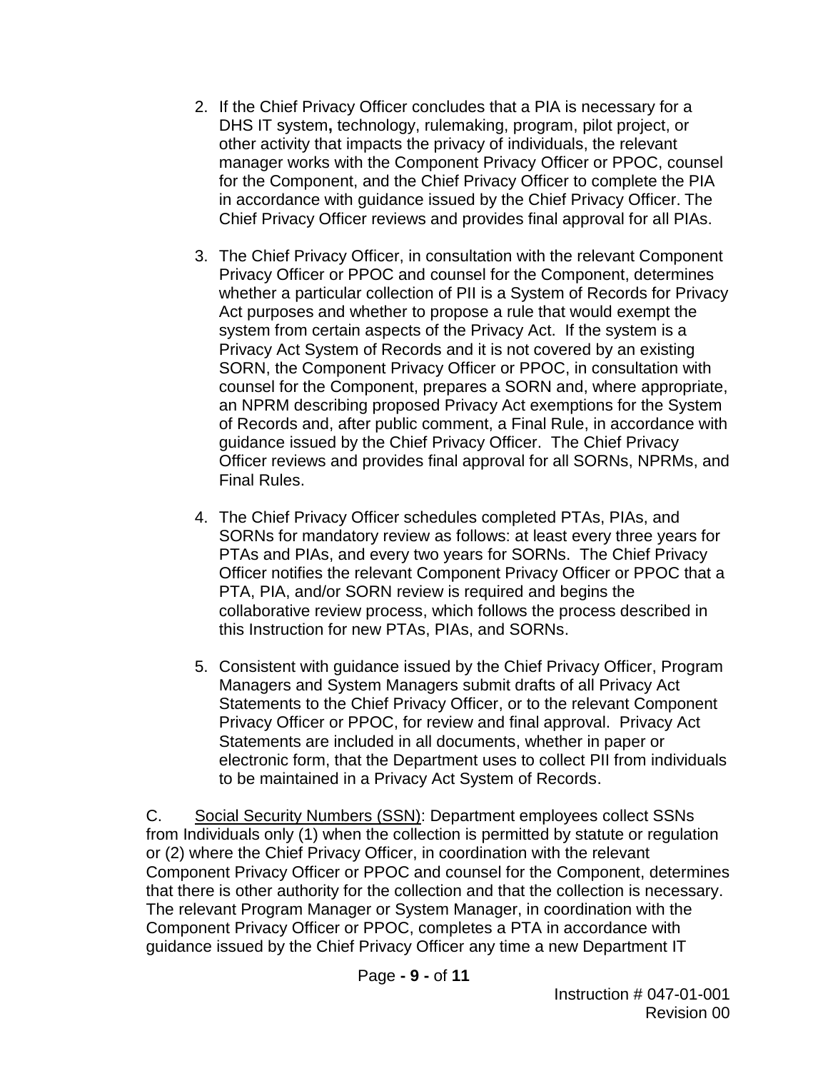2. If the Chief Privacy Officer concludes that a PIA is necessary for a DHS IT system**,** technology, rulemaking, program, pilot project, or other activity that impacts the privacy of individuals, the relevant manager works with the Component Privacy Officer or PPOC, counsel for the Component, and the Chief Privacy Officer to complete the PIA in accordance with guidance issued by the Chief Privacy Officer. The Chief Privacy Officer reviews and provides final approval for all PIAs.

3. The Chief Privacy Officer, in consultation with the relevant Component Privacy Officer or PPOC and counsel for the Component, determines whether a particular collection of PII is a System of Records for Privacy Act purposes and whether to propose a rule that would exempt the system from certain aspects of the Privacy Act. If the system is a Privacy Act System of Records and it is not covered by an existing SORN, the Component Privacy Officer or PPOC, in consultation with counsel for the Component, prepares a SORN and, where appropriate, an NPRM describing proposed Privacy Act exemptions for the System of Records and, after public comment, a Final Rule, in accordance with guidance issued by the Chief Privacy Officer. The Chief Privacy Officer reviews and provides final approval for all SORNs, NPRMs, and Final Rules.

4. The Chief Privacy Officer schedules completed PTAs, PIAs, and SORNs for mandatory review as follows: at least every three years for PTAs and PIAs, and every two years for SORNs. The Chief Privacy Officer notifies the relevant Component Privacy Officer or PPOC that a PTA, PIA, and/or SORN review is required and begins the collaborative review process, which follows the process described in this Instruction for new PTAs, PIAs, and SORNs.

5. Consistent with guidance issued by the Chief Privacy Officer, Program Managers and System Managers submit drafts of all Privacy Act Statements to the Chief Privacy Officer, or to the relevant Component Privacy Officer or PPOC, for review and final approval. Privacy Act Statements are included in all documents, whether in paper or electronic form, that the Department uses to collect PII from individuals to be maintained in a Privacy Act System of Records.

C. Social Security Numbers (SSN): Department employees collect SSNs from Individuals only (1) when the collection is permitted by statute or regulation or (2) where the Chief Privacy Officer, in coordination with the relevant Component Privacy Officer or PPOC and counsel for the Component, determines that there is other authority for the collection and that the collection is necessary. The relevant Program Manager or System Manager, in coordination with the Component Privacy Officer or PPOC, completes a PTA in accordance with guidance issued by the Chief Privacy Officer any time a new Department IT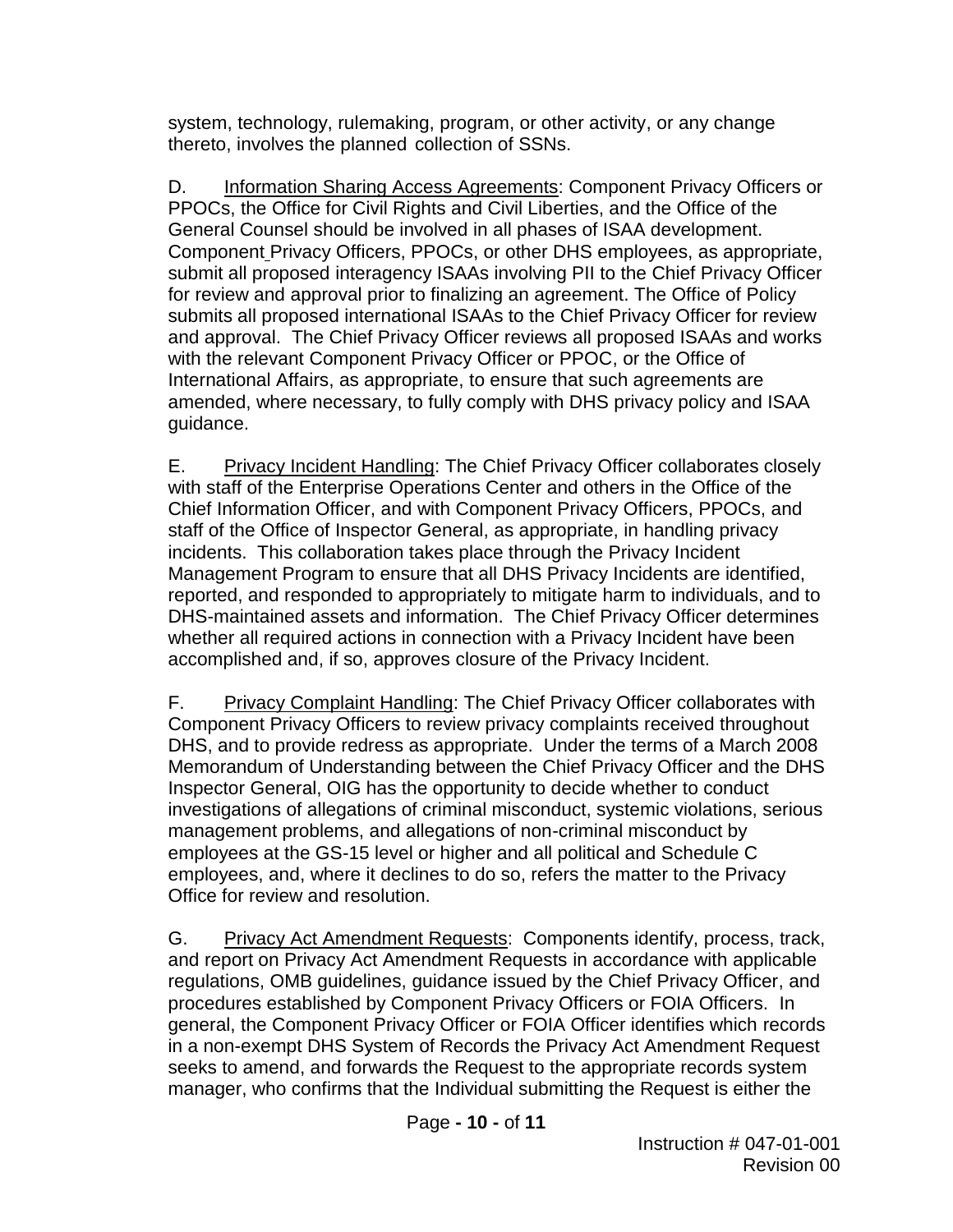system, technology, rulemaking, program, or other activity, or any change thereto, involves the planned collection of SSNs.

D. Information Sharing Access Agreements: Component Privacy Officers or PPOCs, the Office for Civil Rights and Civil Liberties, and the Office of the General Counsel should be involved in all phases of ISAA development. Component Privacy Officers, PPOCs, or other DHS employees, as appropriate, submit all proposed interagency ISAAs involving PII to the Chief Privacy Officer for review and approval prior to finalizing an agreement. The Office of Policy submits all proposed international ISAAs to the Chief Privacy Officer for review and approval. The Chief Privacy Officer reviews all proposed ISAAs and works with the relevant Component Privacy Officer or PPOC, or the Office of International Affairs, as appropriate, to ensure that such agreements are amended, where necessary, to fully comply with DHS privacy policy and ISAA guidance.

E. Privacy Incident Handling: The Chief Privacy Officer collaborates closely with staff of the Enterprise Operations Center and others in the Office of the Chief Information Officer, and with Component Privacy Officers, PPOCs, and staff of the Office of Inspector General, as appropriate, in handling privacy incidents. This collaboration takes place through the Privacy Incident Management Program to ensure that all DHS Privacy Incidents are identified, reported, and responded to appropriately to mitigate harm to individuals, and to DHS-maintained assets and information. The Chief Privacy Officer determines whether all required actions in connection with a Privacy Incident have been accomplished and, if so, approves closure of the Privacy Incident.

F. Privacy Complaint Handling: The Chief Privacy Officer collaborates with Component Privacy Officers to review privacy complaints received throughout DHS, and to provide redress as appropriate. Under the terms of a March 2008 Memorandum of Understanding between the Chief Privacy Officer and the DHS Inspector General, OIG has the opportunity to decide whether to conduct investigations of allegations of criminal misconduct, systemic violations, serious management problems, and allegations of non-criminal misconduct by employees at the GS-15 level or higher and all political and Schedule C employees, and, where it declines to do so, refers the matter to the Privacy Office for review and resolution.

G. Privacy Act Amendment Requests: Components identify, process, track, and report on Privacy Act Amendment Requests in accordance with applicable regulations, OMB guidelines, guidance issued by the Chief Privacy Officer, and procedures established by Component Privacy Officers or FOIA Officers. In general, the Component Privacy Officer or FOIA Officer identifies which records in a non-exempt DHS System of Records the Privacy Act Amendment Request seeks to amend, and forwards the Request to the appropriate records system manager, who confirms that the Individual submitting the Request is either the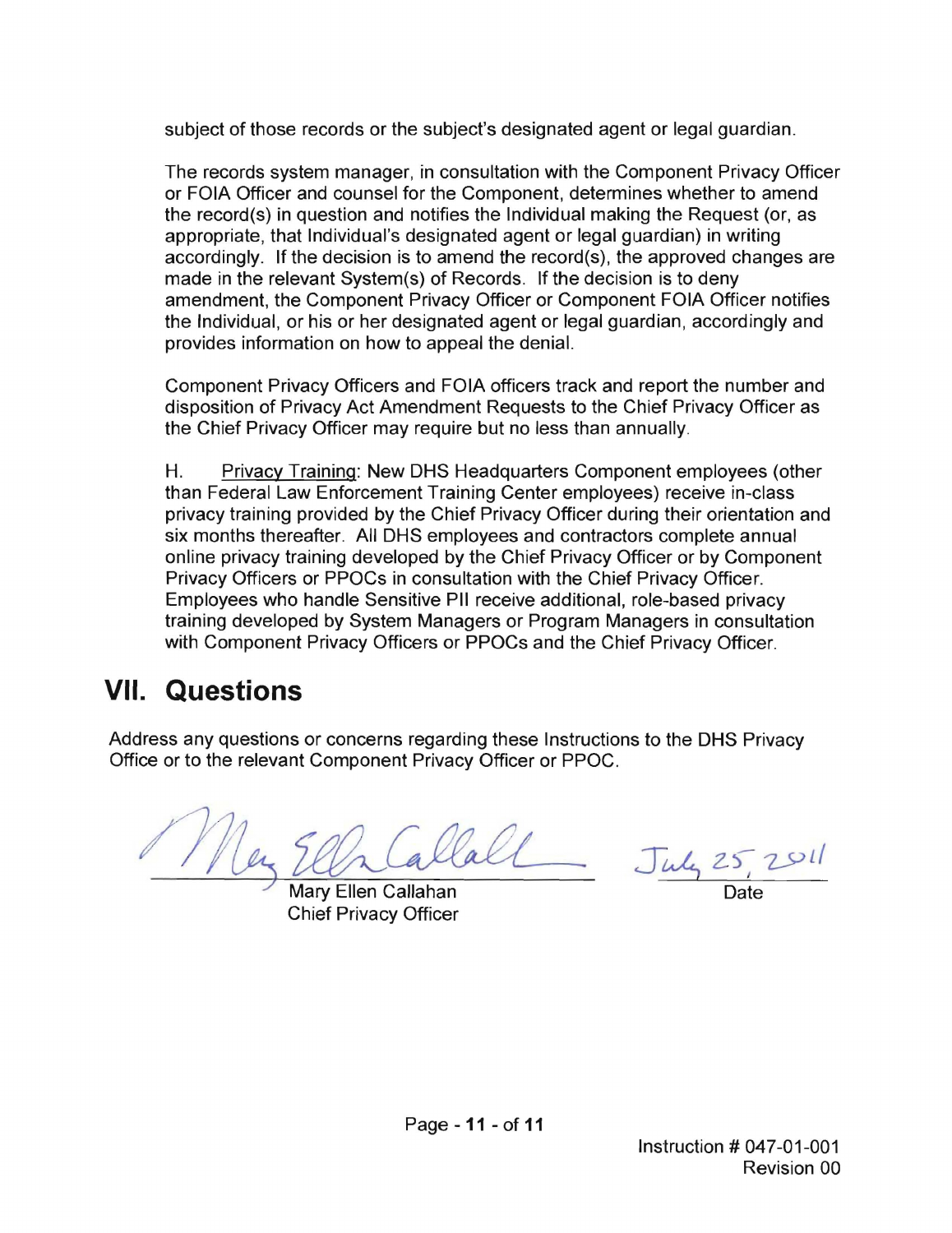subject of those records or the subject's designated agent or legal guardian.

The records system manager, in consultation with the Component Privacy Officer or FOIA Officer and counsel for the Component, determines whether to amend the record(s) in question and notifies the Individual making the Request (or, as appropriate, that Individual's designated agent or legal guardian) in writing accordingly. If the decision is to amend the record(s), the approved changes are made in the relevant System(s) of Records. If the decision is to deny amendment, the Component Privacy Officer or Component FOIA Officer notifies the Individual, or his or her designated agent or legal guardian, accordingly and provides information on how to appeal the denial.

Component Privacy Officers and FOIA officers track and report the number and disposition of Privacy Act Amendment Requests to the Chief Privacy Officer as the Chief Privacy Officer may require but no less than annually.

H. Privacy Training: New DHS Headquarters Component employees (other than Federal Law Enforcement Training Center employees) receive in-class privacy training provided by the Chief Privacy Officer during their orientation and six months thereafter. All DHS employees and contractors complete annual online privacy training developed by the Chief Privacy Officer or by Component Privacy Officers or PPOCs in consultation with the Chief Privacy Officer. Employees who handle Sensitive PII receive additional, role-based privacy training developed by System Managers or Program Managers in consultation with Component Privacy Officers or PPOCs and the Chief Privacy Officer.

# VII. Questions

Address any questions or concerns regarding these Instructions to the DHS Privacy Office or to the relevant Component Privacy Officer or PPOC.

Mary Ellen Callahan
Chief Privacy Officer

July 25, 2011
Date

Instruction # 047-01-001
Revision 00